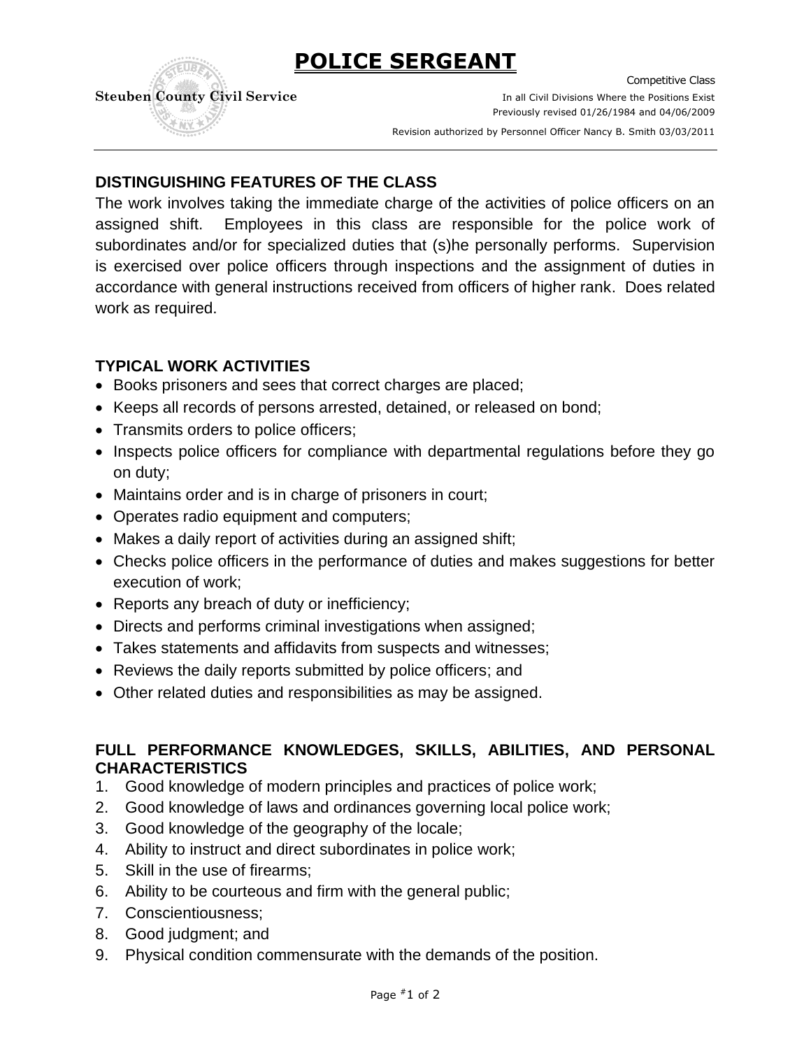# POLICE SERGEANT

Steuben County Civil Service

Competitive Class
In all Civil Divisions Where the Positions Exist
Previously revised 01/26/1984 and 04/06/2009
Revision authorized by Personnel Officer Nancy B. Smith 03/03/2011

## DISTINGUISHING FEATURES OF THE CLASS

The work involves taking the immediate charge of the activities of police officers on an assigned shift. Employees in this class are responsible for the police work of subordinates and/or for specialized duties that (s)he personally performs. Supervision is exercised over police officers through inspections and the assignment of duties in accordance with general instructions received from officers of higher rank. Does related work as required.

## TYPICAL WORK ACTIVITIES

- Books prisoners and sees that correct charges are placed;
- Keeps all records of persons arrested, detained, or released on bond;
- Transmits orders to police officers;
- Inspects police officers for compliance with departmental regulations before they go on duty;
- Maintains order and is in charge of prisoners in court;
- Operates radio equipment and computers;
- Makes a daily report of activities during an assigned shift;
- Checks police officers in the performance of duties and makes suggestions for better execution of work;
- Reports any breach of duty or inefficiency;
- Directs and performs criminal investigations when assigned;
- Takes statements and affidavits from suspects and witnesses;
- Reviews the daily reports submitted by police officers; and
- Other related duties and responsibilities as may be assigned.

## FULL PERFORMANCE KNOWLEDGES, SKILLS, ABILITIES, AND PERSONAL CHARACTERISTICS

1. Good knowledge of modern principles and practices of police work;
2. Good knowledge of laws and ordinances governing local police work;
3. Good knowledge of the geography of the locale;
4. Ability to instruct and direct subordinates in police work;
5. Skill in the use of firearms;
6. Ability to be courteous and firm with the general public;
7. Conscientiousness;
8. Good judgment; and
9. Physical condition commensurate with the demands of the position.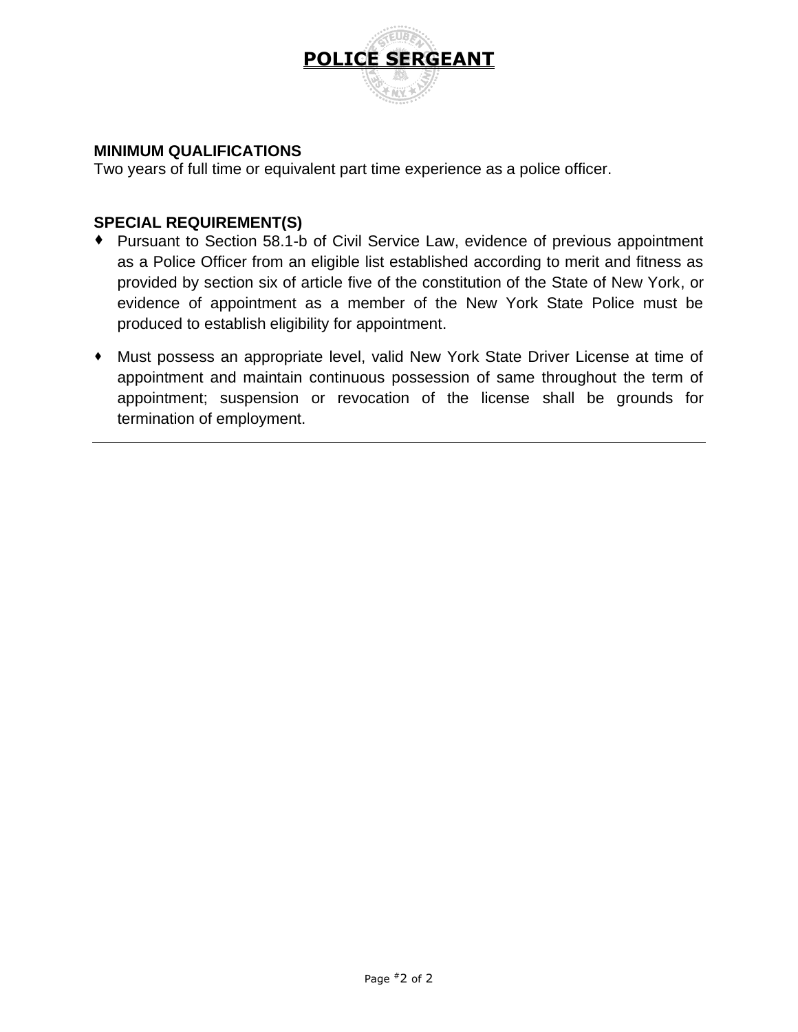# POLICE SERGEANT

**MINIMUM QUALIFICATIONS**

Two years of full time or equivalent part time experience as a police officer.

**SPECIAL REQUIREMENT(S)**

- Pursuant to Section 58.1-b of Civil Service Law, evidence of previous appointment as a Police Officer from an eligible list established according to merit and fitness as provided by section six of article five of the constitution of the State of New York, or evidence of appointment as a member of the New York State Police must be produced to establish eligibility for appointment.
- Must possess an appropriate level, valid New York State Driver License at time of appointment and maintain continuous possession of same throughout the term of appointment; suspension or revocation of the license shall be grounds for termination of employment.